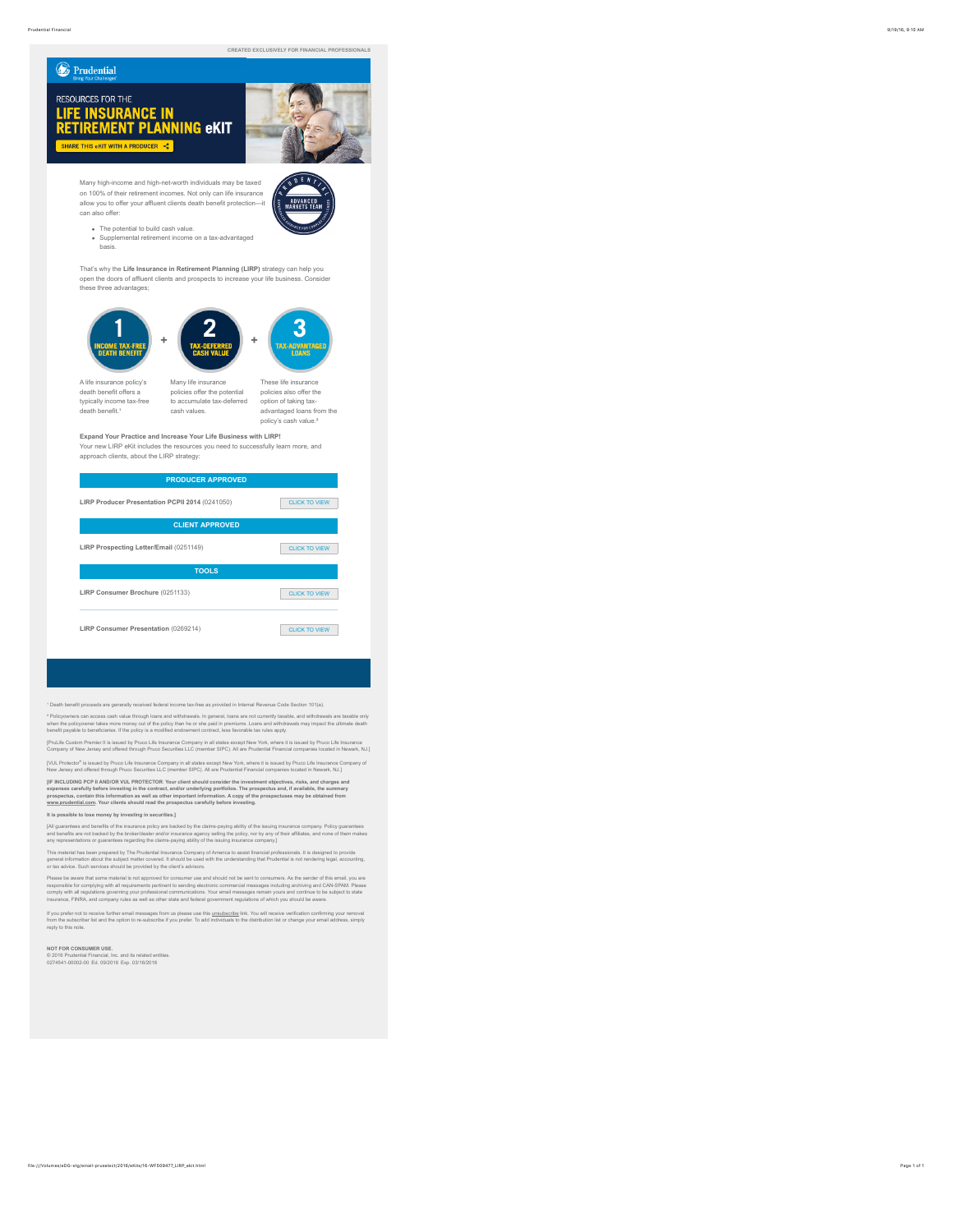CREATED EXCLUSIVELY FOR FINANCIAL PROFESSIONALS

Prudential
Bring Your Challenges®

# RESOURCES FOR THE LIFE INSURANCE IN RETIREMENT PLANNING eKIT

SHARE THIS eKIT WITH A PRODUCER

PRUDENTIAL ADVANCED MARKETS TEAM

Many high-income and high-net-worth individuals may be taxed on 100% of their retirement incomes. Not only can life insurance allow you to offer your affluent clients death benefit protection—it can also offer:

- The potential to build cash value.
- Supplemental retirement income on a tax-advantaged basis.

That's why the **Life Insurance in Retirement Planning (LIRP)** strategy can help you open the doors of affluent clients and prospects to increase your life business. Consider these three advantages;

**1 INCOME TAX-FREE DEATH BENEFIT** + **2 TAX-DEFERRED CASH VALUE** + **3 TAX-ADVANTAGED LOANS**

A life insurance policy's death benefit offers a typically income tax-free death benefit.[1]

Many life insurance policies offer the potential to accumulate tax-deferred cash values.

These life insurance policies also offer the option of taking tax-advantaged loans from the policy's cash value.[2]

**Expand Your Practice and Increase Your Life Business with LIRP!**
Your new LIRP eKit includes the resources you need to successfully learn more, and approach clients, about the LIRP strategy:

| PRODUCER APPROVED | |
|---|---|
| **LIRP Producer Presentation PCPII 2014** (0241050) | CLICK TO VIEW |
| **CLIENT APPROVED** | |
| **LIRP Prospecting Letter/Email** (0251149) | CLICK TO VIEW |
| **TOOLS** | |
| **LIRP Consumer Brochure** (0251133) | CLICK TO VIEW |
| **LIRP Consumer Presentation** (0269214) | CLICK TO VIEW |

[1] Death benefit proceeds are generally received federal income tax-free as provided in Internal Revenue Code Section 101(a).

[2] Policyowners can access cash value through loans and withdrawals. In general, loans are not currently taxable, and withdrawals are taxable only when the policyowner takes more money out of the policy than he or she paid in premiums. Loans and withdrawals may impact the ultimate death benefit payable to beneficiaries. If the policy is a modified endowment contract, less favorable tax rules apply.

[PruLife Custom Premier II is issued by Pruco Life Insurance Company in all states except New York, where it is issued by Pruco Life Insurance Company of New Jersey and offered through Pruco Securities LLC (member SIPC). All are Prudential Financial companies located in Newark, NJ.]

[VUL Protector® is issued by Pruco Life Insurance Company in all states except New York, where it is issued by Pruco Life Insurance Company of New Jersey and offered through Pruco Securities LLC (member SIPC). All are Prudential Financial companies located in Newark, NJ.]

**[IF INCLUDING PCP II AND/OR VUL PROTECTOR: Your client should consider the investment objectives, risks, and charges and expenses carefully before investing in the contract, and/or underlying portfolios. The prospectus and, if available, the summary prospectus, contain this information as well as other important information. A copy of the prospectuses may be obtained from www.prudential.com. Your clients should read the prospectus carefully before investing.**

**It is possible to lose money by investing in securities.]**

[All guarantees and benefits of the insurance policy are backed by the claims-paying ability of the issuing insurance company. Policy guarantees and benefits are not backed by the broker/dealer and/or insurance agency selling the policy, nor by any of their affiliates, and none of them makes any representations or guarantees regarding the claims-paying ability of the issuing insurance company.]

This material has been prepared by The Prudential Insurance Company of America to assist financial professionals. It is designed to provide general information about the subject matter covered. It should be used with the understanding that Prudential is not rendering legal, accounting, or tax advice. Such services should be provided by the client's advisors.

Please be aware that some material is not approved for consumer use and should not be sent to consumers. As the sender of this email, you are responsible for complying with all requirements pertinent to sending electronic commercial messages including archiving and CAN-SPAM. Please comply with all regulations governing your professional communications. Your email messages remain yours and continue to be subject to state insurance, FINRA, and company rules as well as other state and federal government regulations of which you should be aware.

If you prefer not to receive further email messages from us please use this unsubscribe link. You will receive verification confirming your removal from the subscriber list and the option to re-subscribe if you prefer. To add individuals to the distribution list or change your email address, simply reply to this note.

**NOT FOR CONSUMER USE.**
© 2016 Prudential Financial, Inc. and its related entities.
0274541-00002-00 Ed. 09/2016 Exp. 03/18/2018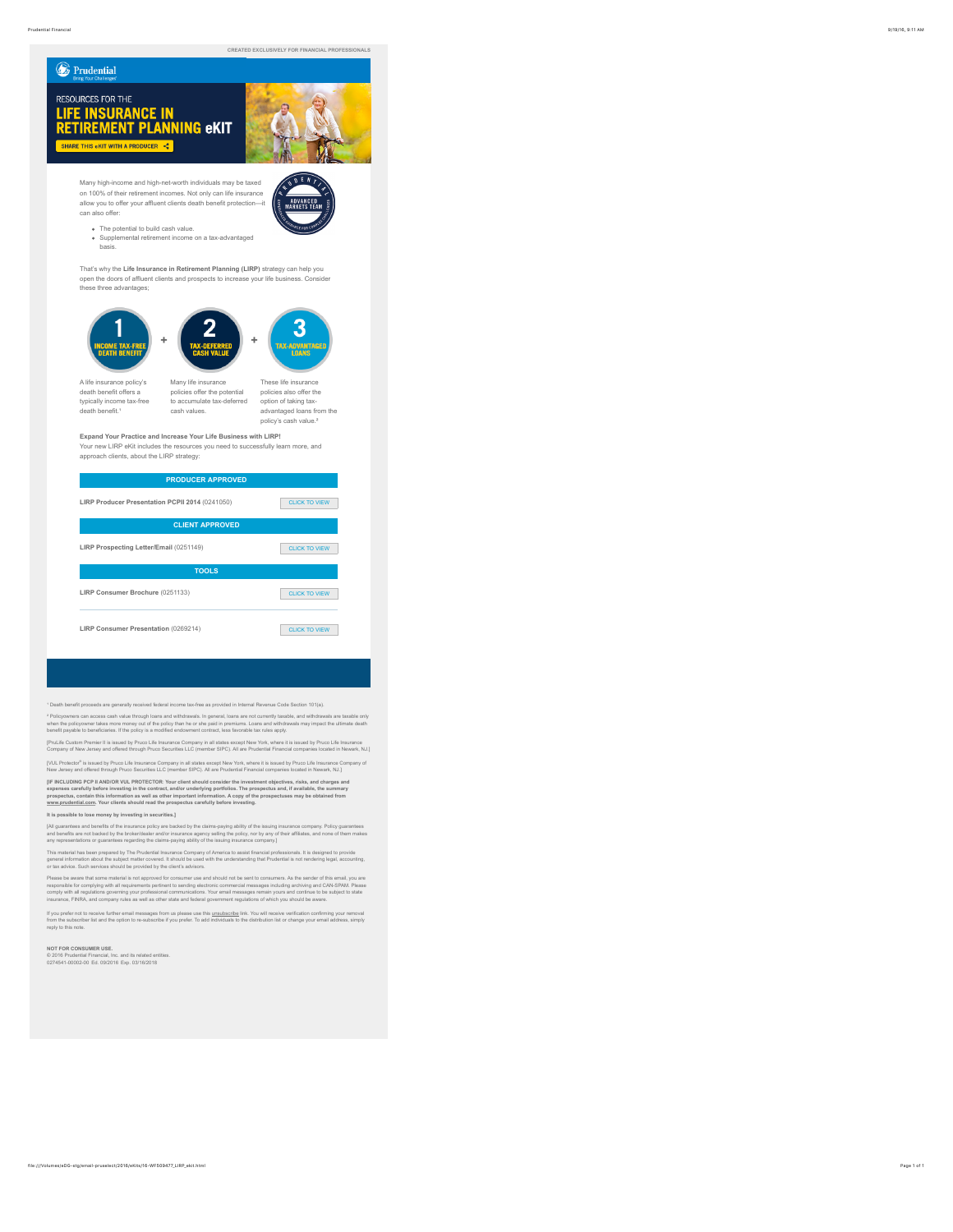CREATED EXCLUSIVELY FOR FINANCIAL PROFESSIONALS

Prudential
Bring Your Challenges®

RESOURCES FOR THE

# LIFE INSURANCE IN RETIREMENT PLANNING eKIT

SHARE THIS eKIT WITH A PRODUCER

Many high-income and high-net-worth individuals may be taxed on 100% of their retirement incomes. Not only can life insurance allow you to offer your affluent clients death benefit protection—it can also offer:

- The potential to build cash value.
- Supplemental retirement income on a tax-advantaged basis.

That's why the **Life Insurance in Retirement Planning (LIRP)** strategy can help you open the doors of affluent clients and prospects to increase your life business. Consider these three advantages;

**1 INCOME TAX-FREE DEATH BENEFIT** + **2 TAX-DEFERRED CASH VALUE** + **3 TAX-ADVANTAGED LOANS**

A life insurance policy's death benefit offers a typically income tax-free death benefit.[1]

Many life insurance policies offer the potential to accumulate tax-deferred cash values.

These life insurance policies also offer the option of taking tax-advantaged loans from the policy's cash value.[2]

**Expand Your Practice and Increase Your Life Business with LIRP!**
Your new LIRP eKit includes the resources you need to successfully learn more, and approach clients, about the LIRP strategy:

**PRODUCER APPROVED**

**LIRP Producer Presentation PCPII 2014** (0241050) — CLICK TO VIEW

**CLIENT APPROVED**

**LIRP Prospecting Letter/Email** (0251149) — CLICK TO VIEW

**TOOLS**

**LIRP Consumer Brochure** (0251133) — CLICK TO VIEW

**LIRP Consumer Presentation** (0269214) — CLICK TO VIEW

[1] Death benefit proceeds are generally received federal income tax-free as provided in Internal Revenue Code Section 101(a).

[2] Policyowners can access cash value through loans and withdrawals. In general, loans are not currently taxable, and withdrawals are taxable only when the policyowner takes more money out of the policy than he or she paid in premiums. Loans and withdrawals may impact the ultimate death benefit payable to beneficiaries. If the policy is a modified endowment contract, less favorable tax rules apply.

[PruLife Custom Premier II is issued by Pruco Life Insurance Company in all states except New York, where it is issued by Pruco Life Insurance Company of New Jersey and offered through Pruco Securities LLC (member SIPC). All are Prudential Financial companies located in Newark, NJ.]

[VUL Protector® is issued by Pruco Life Insurance Company in all states except New York, where it is issued by Pruco Life Insurance Company of New Jersey and offered through Pruco Securities LLC (member SIPC). All are Prudential Financial companies located in Newark, NJ.]

**[IF INCLUDING PCP II AND/OR VUL PROTECTOR: Your client should consider the investment objectives, risks, and charges and expenses carefully before investing in the contract, and/or underlying portfolios. The prospectus and, if available, the summary prospectus, contain this information as well as other important information. A copy of the prospectuses may be obtained from www.prudential.com. Your clients should read the prospectus carefully before investing.**

**It is possible to lose money by investing in securities.]**

[All guarantees and benefits of the insurance policy are backed by the claims-paying ability of the issuing insurance company. Policy guarantees and benefits are not backed by the broker/dealer and/or insurance agency selling the policy, nor by any of their affiliates, and none of them makes any representations or guarantees regarding the claims-paying ability of the issuing insurance company.]

This material has been prepared by The Prudential Insurance Company of America to assist financial professionals. It is designed to provide general information about the subject matter covered. It should be used with the understanding that Prudential is not rendering legal, accounting, or tax advice. Such services should be provided by the client's advisors.

Please be aware that some material is not approved for consumer use and should not be sent to consumers. As the sender of this email, you are responsible for complying with all requirements pertinent to sending electronic commercial messages including archiving and CAN-SPAM. Please comply with all regulations governing your professional communications. Your email messages remain yours and continue to be subject to state insurance, FINRA, and company rules as well as other state and federal government regulations of which you should be aware.

If you prefer not to receive further email messages from us please use this unsubscribe link. You will receive verification confirming your removal from the subscriber list and the option to re-subscribe if you prefer. To add individuals to the distribution list or change your email address, simply reply to this note.

**NOT FOR CONSUMER USE.**
© 2016 Prudential Financial, Inc. and its related entities.
0274541-00002-00 Ed. 09/2016 Exp. 03/18/2018